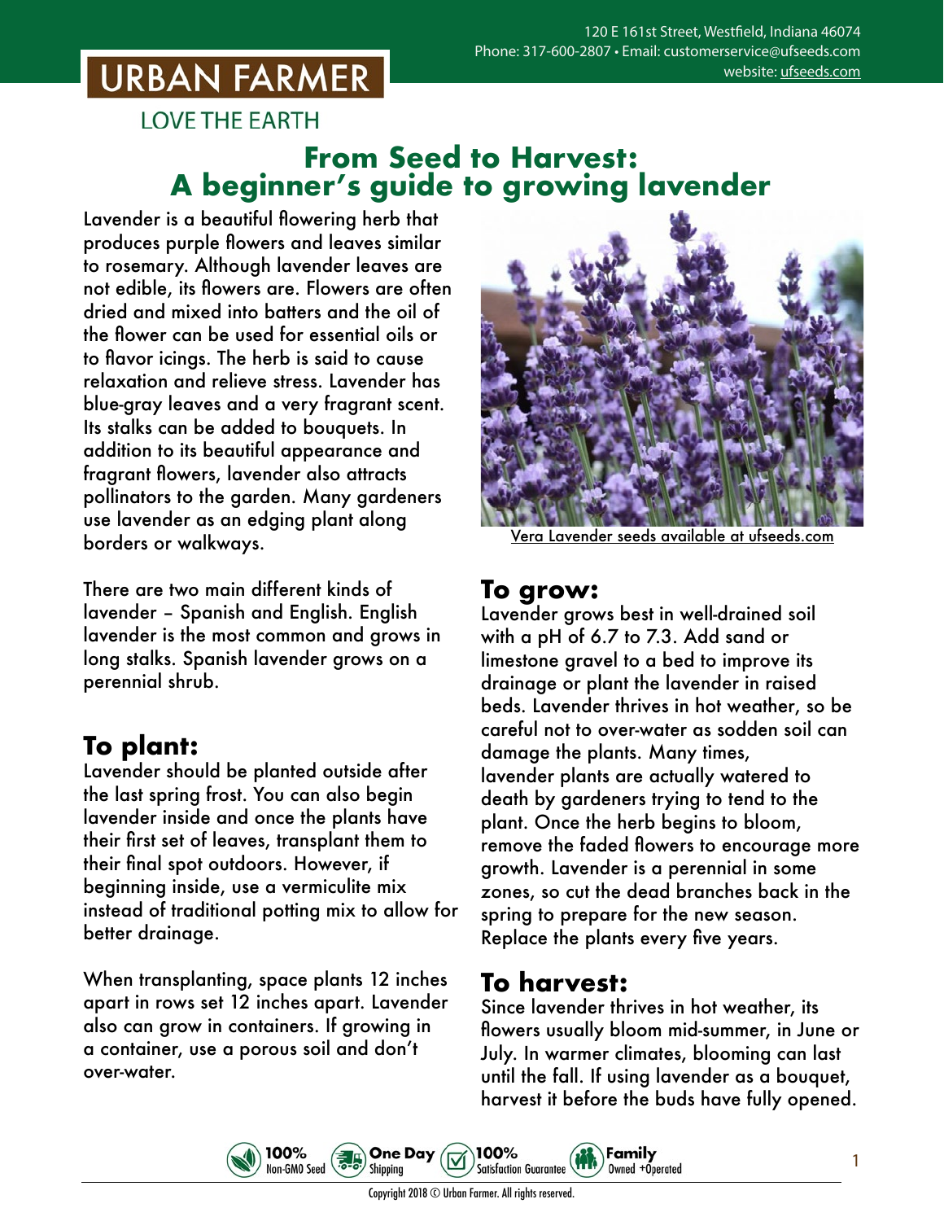URBAN FARMER

LOVE THE EARTH

120 E 161st Street, Westfield, Indiana 46074
Phone: 317-600-2807 • Email: customerservice@ufseeds.com
website: ufseeds.com

# From Seed to Harvest: A beginner's guide to growing lavender

Lavender is a beautiful flowering herb that produces purple flowers and leaves similar to rosemary. Although lavender leaves are not edible, its flowers are. Flowers are often dried and mixed into batters and the oil of the flower can be used for essential oils or to flavor icings. The herb is said to cause relaxation and relieve stress. Lavender has blue-gray leaves and a very fragrant scent. Its stalks can be added to bouquets. In addition to its beautiful appearance and fragrant flowers, lavender also attracts pollinators to the garden. Many gardeners use lavender as an edging plant along borders or walkways.

There are two main different kinds of lavender – Spanish and English. English lavender is the most common and grows in long stalks. Spanish lavender grows on a perennial shrub.

Vera Lavender seeds available at ufseeds.com

## To plant:

Lavender should be planted outside after the last spring frost. You can also begin lavender inside and once the plants have their first set of leaves, transplant them to their final spot outdoors. However, if beginning inside, use a vermiculite mix instead of traditional potting mix to allow for better drainage.

When transplanting, space plants 12 inches apart in rows set 12 inches apart. Lavender also can grow in containers. If growing in a container, use a porous soil and don't over-water.

## To grow:

Lavender grows best in well-drained soil with a pH of 6.7 to 7.3. Add sand or limestone gravel to a bed to improve its drainage or plant the lavender in raised beds. Lavender thrives in hot weather, so be careful not to over-water as sodden soil can damage the plants. Many times, lavender plants are actually watered to death by gardeners trying to tend to the plant. Once the herb begins to bloom, remove the faded flowers to encourage more growth. Lavender is a perennial in some zones, so cut the dead branches back in the spring to prepare for the new season. Replace the plants every five years.

## To harvest:

Since lavender thrives in hot weather, its flowers usually bloom mid-summer, in June or July. In warmer climates, blooming can last until the fall. If using lavender as a bouquet, harvest it before the buds have fully opened.

100% Non-GMO Seed • One Day Shipping • 100% Satisfaction Guarantee • Family Owned +Operated

Copyright 2018 © Urban Farmer. All rights reserved.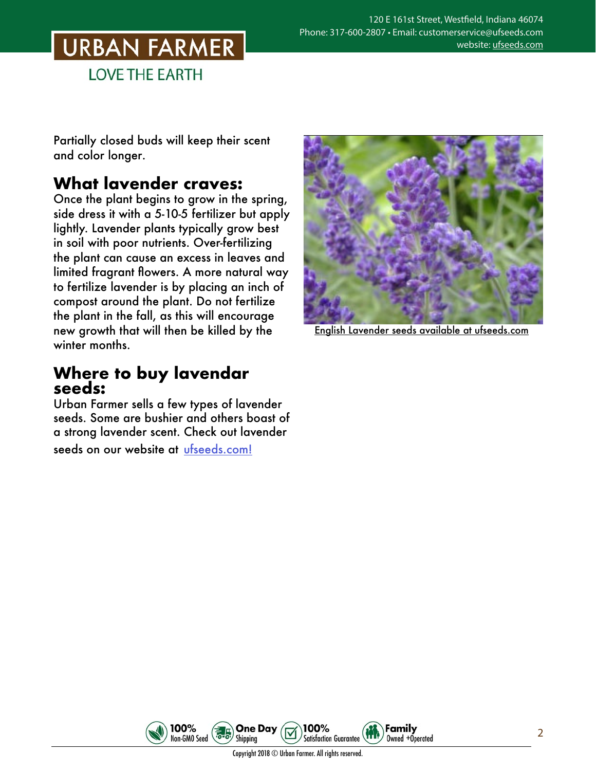Partially closed buds will keep their scent and color longer.

## What lavender craves:

Once the plant begins to grow in the spring, side dress it with a 5-10-5 fertilizer but apply lightly. Lavender plants typically grow best in soil with poor nutrients. Over-fertilizing the plant can cause an excess in leaves and limited fragrant flowers. A more natural way to fertilize lavender is by placing an inch of compost around the plant. Do not fertilize the plant in the fall, as this will encourage new growth that will then be killed by the winter months.

English Lavender seeds available at ufseeds.com

## Where to buy lavendar seeds:

Urban Farmer sells a few types of lavender seeds. Some are bushier and others boast of a strong lavender scent. Check out lavender seeds on our website at [ufseeds.com!](https://ufseeds.com)